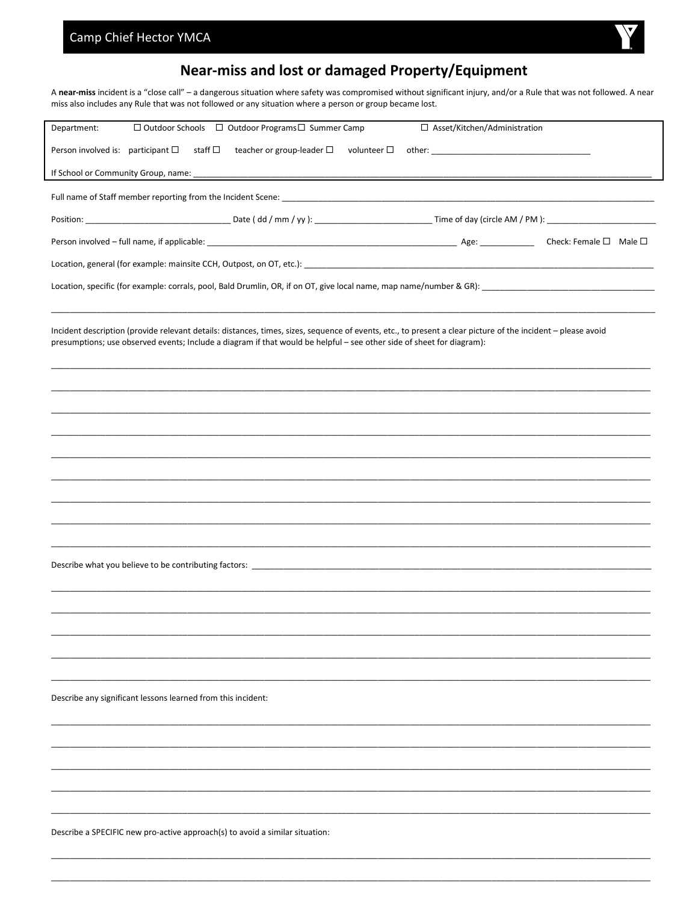Camp Chief Hector YMCA

# Near-miss and lost or damaged Property/Equipment

A **near-miss** incident is a "close call" – a dangerous situation where safety was compromised without significant injury, and/or a Rule that was not followed. A near miss also includes any Rule that was not followed or any situation where a person or group became lost.

Department: ☐ Outdoor Schools ☐ Outdoor Programs ☐ Summer Camp ☐ Asset/Kitchen/Administration

Person involved is: participant ☐ staff ☐ teacher or group-leader ☐ volunteer ☐ other: ___________________________________

If School or Community Group, name: ___________________________________________________________________________________________________

Full name of Staff member reporting from the Incident Scene: ___________________________________________________________________________

Position: ________________________________ Date ( dd / mm / yy ): _________________________ Time of day (circle AM / PM ): ________________________

Person involved – full name, if applicable: ________________________________________________________ Age: ____________ Check: Female ☐ Male ☐

Location, general (for example: mainsite CCH, Outpost, on OT, etc.): ________________________________________________________________________

Location, specific (for example: corrals, pool, Bald Drumlin, OR, if on OT, give local name, map name/number & GR): ___________________________________

_____________________________________________________________________________________________________________________________

Incident description (provide relevant details: distances, times, sizes, sequence of events, etc., to present a clear picture of the incident – please avoid presumptions; use observed events; Include a diagram if that would be helpful – see other side of sheet for diagram):

_____________________________________________________________________________________________________________________________

_____________________________________________________________________________________________________________________________

_____________________________________________________________________________________________________________________________

_____________________________________________________________________________________________________________________________

_____________________________________________________________________________________________________________________________

_____________________________________________________________________________________________________________________________

_____________________________________________________________________________________________________________________________

_____________________________________________________________________________________________________________________________

_____________________________________________________________________________________________________________________________

Describe what you believe to be contributing factors: ______________________________________________________________________________

_____________________________________________________________________________________________________________________________

_____________________________________________________________________________________________________________________________

_____________________________________________________________________________________________________________________________

_____________________________________________________________________________________________________________________________

_____________________________________________________________________________________________________________________________

Describe any significant lessons learned from this incident:

_____________________________________________________________________________________________________________________________

_____________________________________________________________________________________________________________________________

_____________________________________________________________________________________________________________________________

_____________________________________________________________________________________________________________________________

_____________________________________________________________________________________________________________________________

Describe a SPECIFIC new pro-active approach(s) to avoid a similar situation:

_____________________________________________________________________________________________________________________________

_____________________________________________________________________________________________________________________________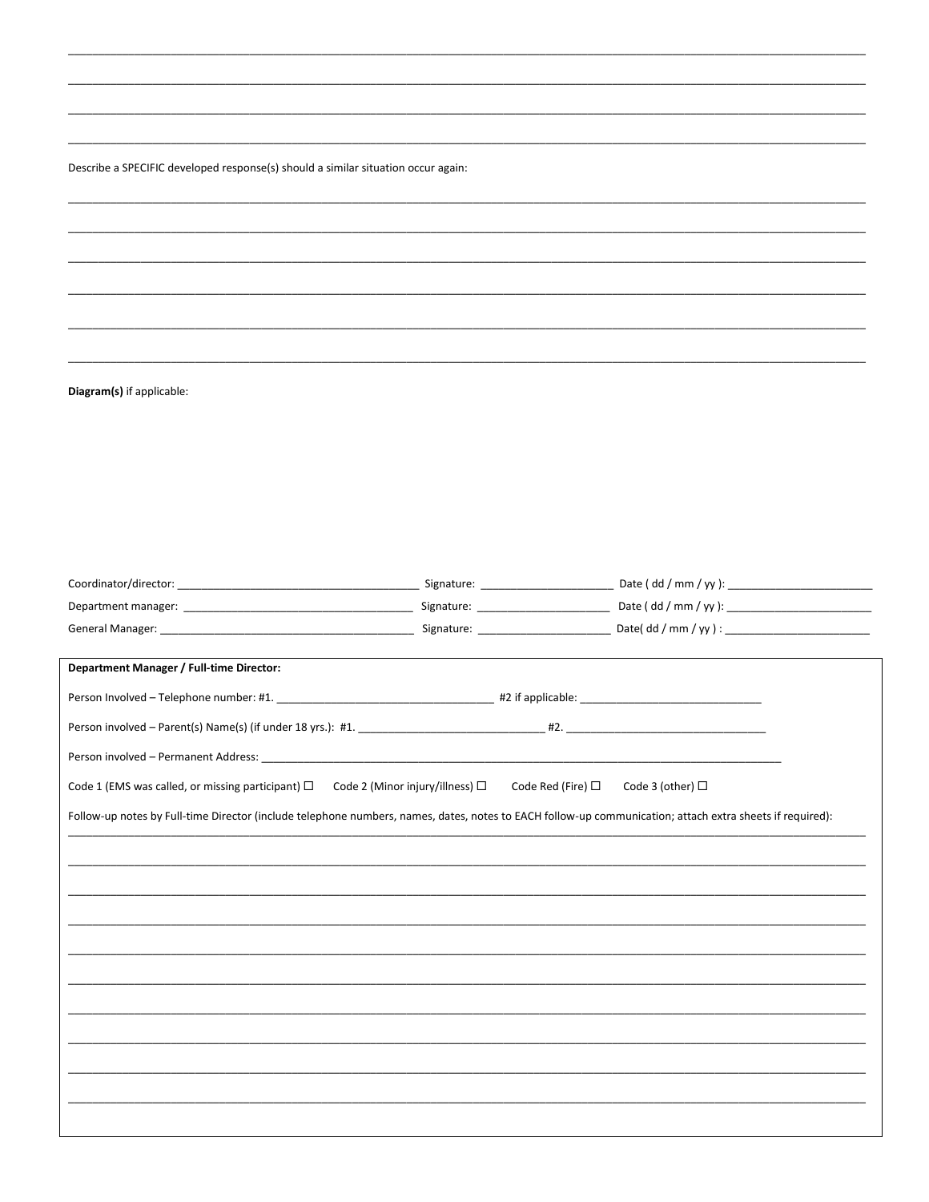\_\_\_\_\_\_\_\_\_\_\_\_\_\_\_\_\_\_\_\_\_\_\_\_\_\_\_\_\_\_\_\_\_\_\_\_\_\_\_\_\_\_\_\_\_\_\_\_\_\_\_\_\_\_\_\_\_\_\_\_\_\_\_\_\_\_\_\_\_\_\_\_\_\_\_\_\_\_

\_\_\_\_\_\_\_\_\_\_\_\_\_\_\_\_\_\_\_\_\_\_\_\_\_\_\_\_\_\_\_\_\_\_\_\_\_\_\_\_\_\_\_\_\_\_\_\_\_\_\_\_\_\_\_\_\_\_\_\_\_\_\_\_\_\_\_\_\_\_\_\_\_\_\_\_\_\_

\_\_\_\_\_\_\_\_\_\_\_\_\_\_\_\_\_\_\_\_\_\_\_\_\_\_\_\_\_\_\_\_\_\_\_\_\_\_\_\_\_\_\_\_\_\_\_\_\_\_\_\_\_\_\_\_\_\_\_\_\_\_\_\_\_\_\_\_\_\_\_\_\_\_\_\_\_\_

\_\_\_\_\_\_\_\_\_\_\_\_\_\_\_\_\_\_\_\_\_\_\_\_\_\_\_\_\_\_\_\_\_\_\_\_\_\_\_\_\_\_\_\_\_\_\_\_\_\_\_\_\_\_\_\_\_\_\_\_\_\_\_\_\_\_\_\_\_\_\_\_\_\_\_\_\_\_

Describe a SPECIFIC developed response(s) should a similar situation occur again:

\_\_\_\_\_\_\_\_\_\_\_\_\_\_\_\_\_\_\_\_\_\_\_\_\_\_\_\_\_\_\_\_\_\_\_\_\_\_\_\_\_\_\_\_\_\_\_\_\_\_\_\_\_\_\_\_\_\_\_\_\_\_\_\_\_\_\_\_\_\_\_\_\_\_\_\_\_\_

\_\_\_\_\_\_\_\_\_\_\_\_\_\_\_\_\_\_\_\_\_\_\_\_\_\_\_\_\_\_\_\_\_\_\_\_\_\_\_\_\_\_\_\_\_\_\_\_\_\_\_\_\_\_\_\_\_\_\_\_\_\_\_\_\_\_\_\_\_\_\_\_\_\_\_\_\_\_

\_\_\_\_\_\_\_\_\_\_\_\_\_\_\_\_\_\_\_\_\_\_\_\_\_\_\_\_\_\_\_\_\_\_\_\_\_\_\_\_\_\_\_\_\_\_\_\_\_\_\_\_\_\_\_\_\_\_\_\_\_\_\_\_\_\_\_\_\_\_\_\_\_\_\_\_\_\_

\_\_\_\_\_\_\_\_\_\_\_\_\_\_\_\_\_\_\_\_\_\_\_\_\_\_\_\_\_\_\_\_\_\_\_\_\_\_\_\_\_\_\_\_\_\_\_\_\_\_\_\_\_\_\_\_\_\_\_\_\_\_\_\_\_\_\_\_\_\_\_\_\_\_\_\_\_\_

\_\_\_\_\_\_\_\_\_\_\_\_\_\_\_\_\_\_\_\_\_\_\_\_\_\_\_\_\_\_\_\_\_\_\_\_\_\_\_\_\_\_\_\_\_\_\_\_\_\_\_\_\_\_\_\_\_\_\_\_\_\_\_\_\_\_\_\_\_\_\_\_\_\_\_\_\_\_

\_\_\_\_\_\_\_\_\_\_\_\_\_\_\_\_\_\_\_\_\_\_\_\_\_\_\_\_\_\_\_\_\_\_\_\_\_\_\_\_\_\_\_\_\_\_\_\_\_\_\_\_\_\_\_\_\_\_\_\_\_\_\_\_\_\_\_\_\_\_\_\_\_\_\_\_\_\_

**Diagram(s)** if applicable:

Coordinator/director: \_\_\_\_\_\_\_\_\_\_\_\_\_\_\_\_\_\_\_\_\_\_\_\_\_\_\_\_\_\_ Signature: \_\_\_\_\_\_\_\_\_\_\_\_\_\_\_\_\_\_ Date ( dd / mm / yy ): \_\_\_\_\_\_\_\_\_\_\_\_\_\_\_\_\_\_\_\_

Department manager: \_\_\_\_\_\_\_\_\_\_\_\_\_\_\_\_\_\_\_\_\_\_\_\_\_\_\_\_\_\_ Signature: \_\_\_\_\_\_\_\_\_\_\_\_\_\_\_\_\_\_ Date ( dd / mm / yy ): \_\_\_\_\_\_\_\_\_\_\_\_\_\_\_\_\_\_\_\_

General Manager: \_\_\_\_\_\_\_\_\_\_\_\_\_\_\_\_\_\_\_\_\_\_\_\_\_\_\_\_\_\_ Signature: \_\_\_\_\_\_\_\_\_\_\_\_\_\_\_\_\_\_ Date( dd / mm / yy ) : \_\_\_\_\_\_\_\_\_\_\_\_\_\_\_\_\_\_\_\_

**Department Manager / Full-time Director:**

Person Involved – Telephone number: #1. \_\_\_\_\_\_\_\_\_\_\_\_\_\_\_\_\_\_\_\_\_\_\_\_\_\_\_\_ #2 if applicable: \_\_\_\_\_\_\_\_\_\_\_\_\_\_\_\_\_\_\_\_\_\_\_\_

Person involved – Parent(s) Name(s) (if under 18 yrs.): #1. \_\_\_\_\_\_\_\_\_\_\_\_\_\_\_\_\_\_\_\_\_\_\_\_ #2. \_\_\_\_\_\_\_\_\_\_\_\_\_\_\_\_\_\_\_\_\_\_\_\_\_\_

Person involved – Permanent Address: \_\_\_\_\_\_\_\_\_\_\_\_\_\_\_\_\_\_\_\_\_\_\_\_\_\_\_\_\_\_\_\_\_\_\_\_\_\_\_\_\_\_\_\_\_\_\_\_\_\_\_\_\_\_\_\_\_\_\_\_\_\_\_\_\_\_

Code 1 (EMS was called, or missing participant) ☐ Code 2 (Minor injury/illness) ☐ Code Red (Fire) ☐ Code 3 (other) ☐

Follow-up notes by Full-time Director (include telephone numbers, names, dates, notes to EACH follow-up communication; attach extra sheets if required):

\_\_\_\_\_\_\_\_\_\_\_\_\_\_\_\_\_\_\_\_\_\_\_\_\_\_\_\_\_\_\_\_\_\_\_\_\_\_\_\_\_\_\_\_\_\_\_\_\_\_\_\_\_\_\_\_\_\_\_\_\_\_\_\_\_\_\_\_\_\_\_\_\_\_\_\_\_\_

\_\_\_\_\_\_\_\_\_\_\_\_\_\_\_\_\_\_\_\_\_\_\_\_\_\_\_\_\_\_\_\_\_\_\_\_\_\_\_\_\_\_\_\_\_\_\_\_\_\_\_\_\_\_\_\_\_\_\_\_\_\_\_\_\_\_\_\_\_\_\_\_\_\_\_\_\_\_

\_\_\_\_\_\_\_\_\_\_\_\_\_\_\_\_\_\_\_\_\_\_\_\_\_\_\_\_\_\_\_\_\_\_\_\_\_\_\_\_\_\_\_\_\_\_\_\_\_\_\_\_\_\_\_\_\_\_\_\_\_\_\_\_\_\_\_\_\_\_\_\_\_\_\_\_\_\_

\_\_\_\_\_\_\_\_\_\_\_\_\_\_\_\_\_\_\_\_\_\_\_\_\_\_\_\_\_\_\_\_\_\_\_\_\_\_\_\_\_\_\_\_\_\_\_\_\_\_\_\_\_\_\_\_\_\_\_\_\_\_\_\_\_\_\_\_\_\_\_\_\_\_\_\_\_\_

\_\_\_\_\_\_\_\_\_\_\_\_\_\_\_\_\_\_\_\_\_\_\_\_\_\_\_\_\_\_\_\_\_\_\_\_\_\_\_\_\_\_\_\_\_\_\_\_\_\_\_\_\_\_\_\_\_\_\_\_\_\_\_\_\_\_\_\_\_\_\_\_\_\_\_\_\_\_

\_\_\_\_\_\_\_\_\_\_\_\_\_\_\_\_\_\_\_\_\_\_\_\_\_\_\_\_\_\_\_\_\_\_\_\_\_\_\_\_\_\_\_\_\_\_\_\_\_\_\_\_\_\_\_\_\_\_\_\_\_\_\_\_\_\_\_\_\_\_\_\_\_\_\_\_\_\_

\_\_\_\_\_\_\_\_\_\_\_\_\_\_\_\_\_\_\_\_\_\_\_\_\_\_\_\_\_\_\_\_\_\_\_\_\_\_\_\_\_\_\_\_\_\_\_\_\_\_\_\_\_\_\_\_\_\_\_\_\_\_\_\_\_\_\_\_\_\_\_\_\_\_\_\_\_\_

\_\_\_\_\_\_\_\_\_\_\_\_\_\_\_\_\_\_\_\_\_\_\_\_\_\_\_\_\_\_\_\_\_\_\_\_\_\_\_\_\_\_\_\_\_\_\_\_\_\_\_\_\_\_\_\_\_\_\_\_\_\_\_\_\_\_\_\_\_\_\_\_\_\_\_\_\_\_

\_\_\_\_\_\_\_\_\_\_\_\_\_\_\_\_\_\_\_\_\_\_\_\_\_\_\_\_\_\_\_\_\_\_\_\_\_\_\_\_\_\_\_\_\_\_\_\_\_\_\_\_\_\_\_\_\_\_\_\_\_\_\_\_\_\_\_\_\_\_\_\_\_\_\_\_\_\_

\_\_\_\_\_\_\_\_\_\_\_\_\_\_\_\_\_\_\_\_\_\_\_\_\_\_\_\_\_\_\_\_\_\_\_\_\_\_\_\_\_\_\_\_\_\_\_\_\_\_\_\_\_\_\_\_\_\_\_\_\_\_\_\_\_\_\_\_\_\_\_\_\_\_\_\_\_\_